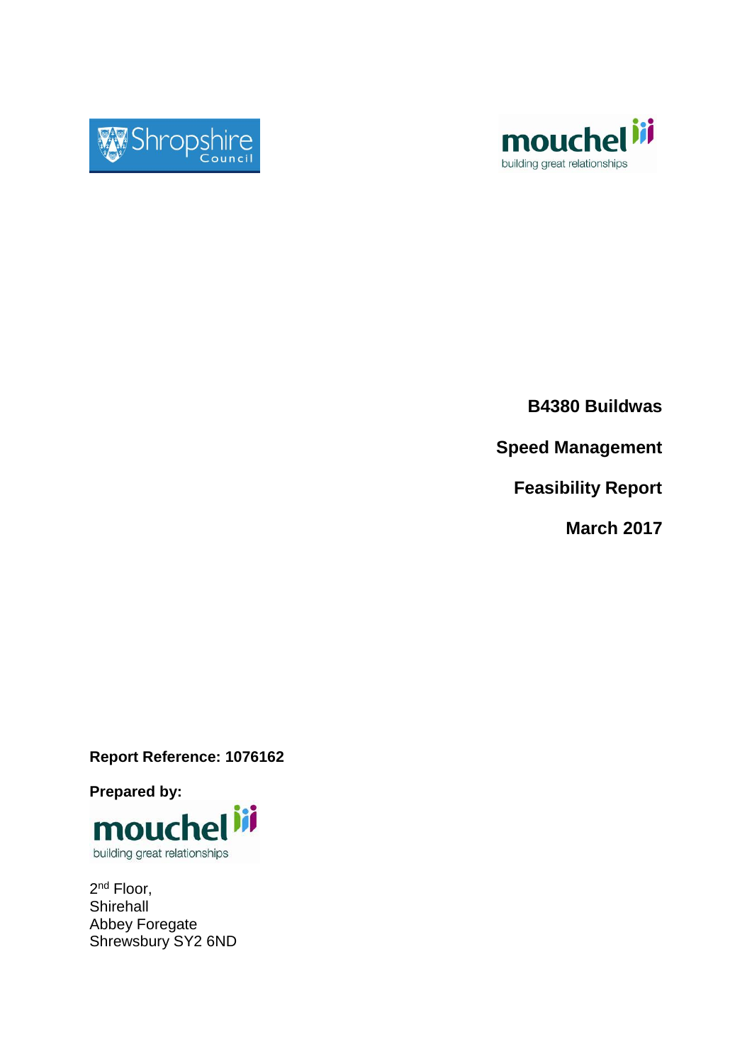# B4380 Buildwas

# Speed Management

# Feasibility Report

# March 2017

**Report Reference: 1076162**

**Prepared by:**

2nd Floor,
Shirehall
Abbey Foregate
Shrewsbury SY2 6ND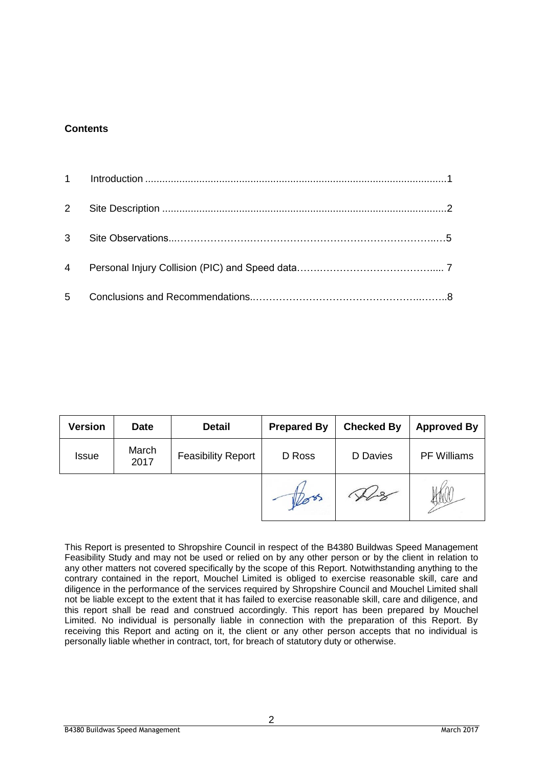**Contents**

| | | |
|---|---|---|
| 1 | Introduction | 1 |
| 2 | Site Description | 2 |
| 3 | Site Observations | 5 |
| 4 | Personal Injury Collision (PIC) and Speed data | 7 |
| 5 | Conclusions and Recommendations | 8 |

| Version | Date | Detail | Prepared By | Checked By | Approved By |
|---|---|---|---|---|---|
| Issue | March 2017 | Feasibility Report | D Ross | D Davies | PF Williams |
| | | | | | |

This Report is presented to Shropshire Council in respect of the B4380 Buildwas Speed Management Feasibility Study and may not be used or relied on by any other person or by the client in relation to any other matters not covered specifically by the scope of this Report. Notwithstanding anything to the contrary contained in the report, Mouchel Limited is obliged to exercise reasonable skill, care and diligence in the performance of the services required by Shropshire Council and Mouchel Limited shall not be liable except to the extent that it has failed to exercise reasonable skill, care and diligence, and this report shall be read and construed accordingly. This report has been prepared by Mouchel Limited. No individual is personally liable in connection with the preparation of this Report. By receiving this Report and acting on it, the client or any other person accepts that no individual is personally liable whether in contract, tort, for breach of statutory duty or otherwise.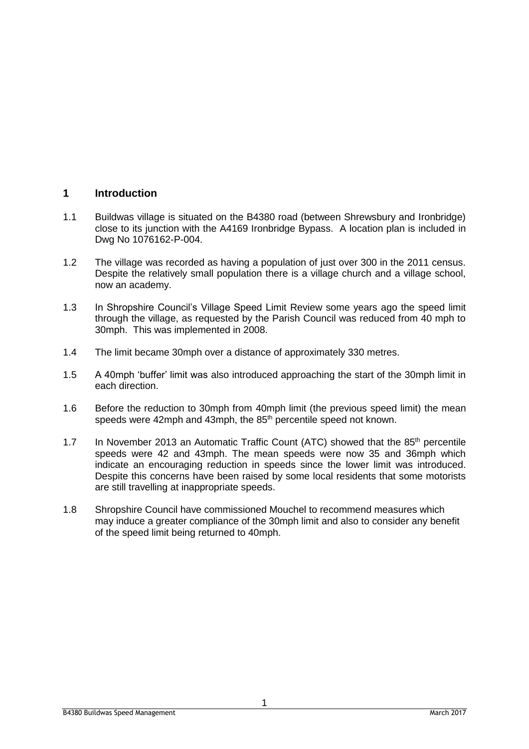# 1 Introduction

1.1 Buildwas village is situated on the B4380 road (between Shrewsbury and Ironbridge) close to its junction with the A4169 Ironbridge Bypass. A location plan is included in Dwg No 1076162-P-004.

1.2 The village was recorded as having a population of just over 300 in the 2011 census. Despite the relatively small population there is a village church and a village school, now an academy.

1.3 In Shropshire Council's Village Speed Limit Review some years ago the speed limit through the village, as requested by the Parish Council was reduced from 40 mph to 30mph. This was implemented in 2008.

1.4 The limit became 30mph over a distance of approximately 330 metres.

1.5 A 40mph 'buffer' limit was also introduced approaching the start of the 30mph limit in each direction.

1.6 Before the reduction to 30mph from 40mph limit (the previous speed limit) the mean speeds were 42mph and 43mph, the 85th percentile speed not known.

1.7 In November 2013 an Automatic Traffic Count (ATC) showed that the 85th percentile speeds were 42 and 43mph. The mean speeds were now 35 and 36mph which indicate an encouraging reduction in speeds since the lower limit was introduced. Despite this concerns have been raised by some local residents that some motorists are still travelling at inappropriate speeds.

1.8 Shropshire Council have commissioned Mouchel to recommend measures which may induce a greater compliance of the 30mph limit and also to consider any benefit of the speed limit being returned to 40mph.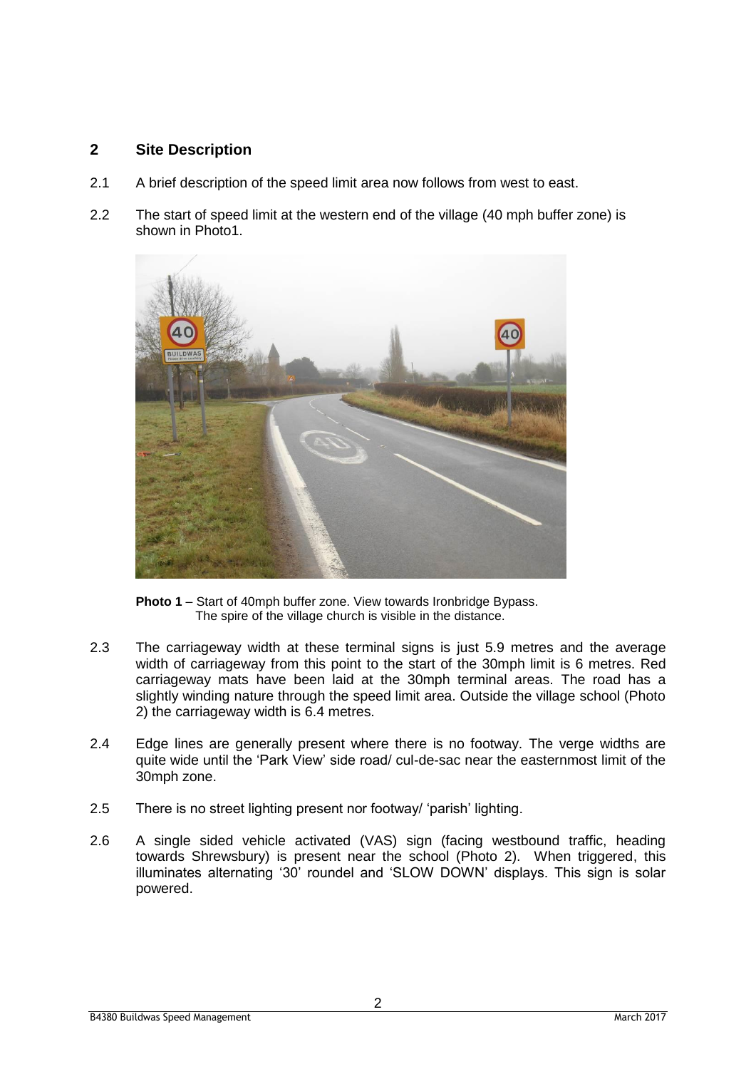## 2 Site Description

2.1 A brief description of the speed limit area now follows from west to east.

2.2 The start of speed limit at the western end of the village (40 mph buffer zone) is shown in Photo1.

**Photo 1** – Start of 40mph buffer zone. View towards Ironbridge Bypass. The spire of the village church is visible in the distance.

2.3 The carriageway width at these terminal signs is just 5.9 metres and the average width of carriageway from this point to the start of the 30mph limit is 6 metres. Red carriageway mats have been laid at the 30mph terminal areas. The road has a slightly winding nature through the speed limit area. Outside the village school (Photo 2) the carriageway width is 6.4 metres.

2.4 Edge lines are generally present where there is no footway. The verge widths are quite wide until the 'Park View' side road/ cul-de-sac near the easternmost limit of the 30mph zone.

2.5 There is no street lighting present nor footway/ 'parish' lighting.

2.6 A single sided vehicle activated (VAS) sign (facing westbound traffic, heading towards Shrewsbury) is present near the school (Photo 2). When triggered, this illuminates alternating '30' roundel and 'SLOW DOWN' displays. This sign is solar powered.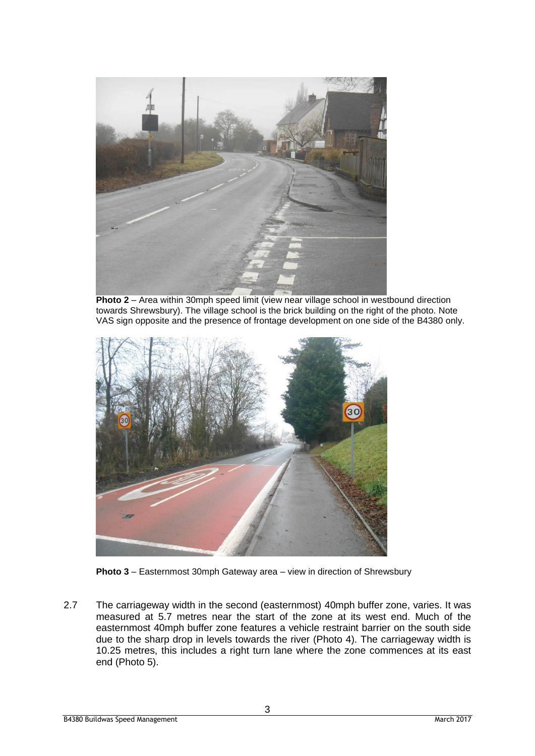**Photo 2** – Area within 30mph speed limit (view near village school in westbound direction towards Shrewsbury). The village school is the brick building on the right of the photo. Note VAS sign opposite and the presence of frontage development on one side of the B4380 only.

**Photo 3** – Easternmost 30mph Gateway area – view in direction of Shrewsbury

2.7 The carriageway width in the second (easternmost) 40mph buffer zone, varies. It was measured at 5.7 metres near the start of the zone at its west end. Much of the easternmost 40mph buffer zone features a vehicle restraint barrier on the south side due to the sharp drop in levels towards the river (Photo 4). The carriageway width is 10.25 metres, this includes a right turn lane where the zone commences at its east end (Photo 5).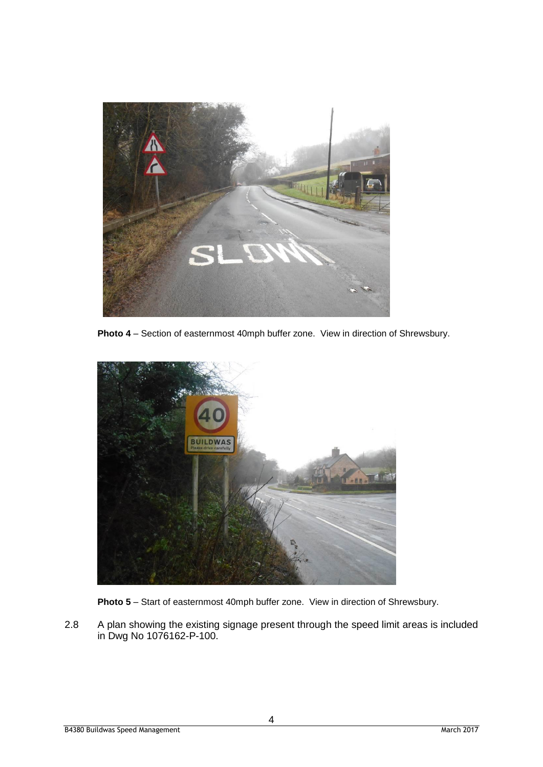**Photo 4** – Section of easternmost 40mph buffer zone. View in direction of Shrewsbury.

**Photo 5** – Start of easternmost 40mph buffer zone. View in direction of Shrewsbury.

2.8 A plan showing the existing signage present through the speed limit areas is included in Dwg No 1076162-P-100.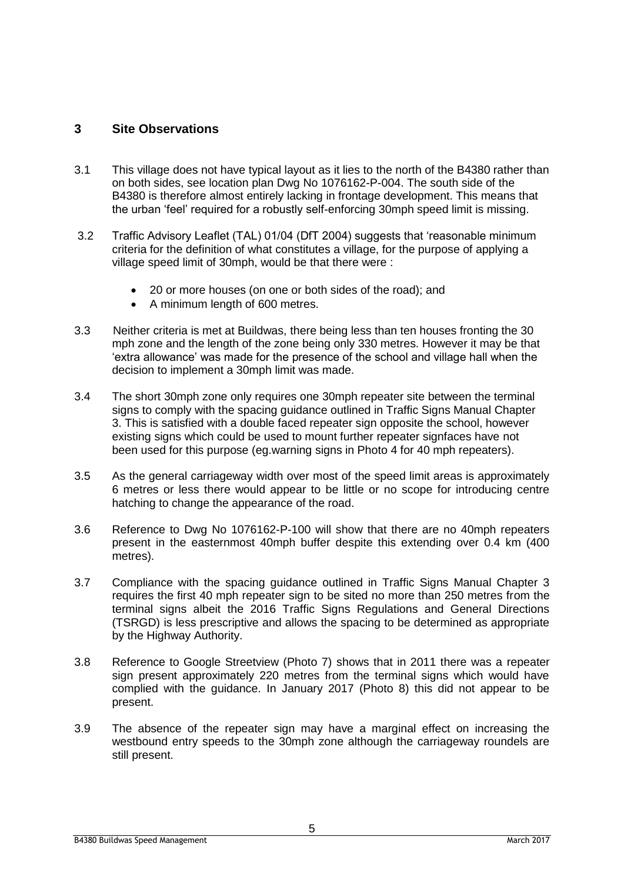## 3 Site Observations

3.1 This village does not have typical layout as it lies to the north of the B4380 rather than on both sides, see location plan Dwg No 1076162-P-004. The south side of the B4380 is therefore almost entirely lacking in frontage development. This means that the urban 'feel' required for a robustly self-enforcing 30mph speed limit is missing.

3.2 Traffic Advisory Leaflet (TAL) 01/04 (DfT 2004) suggests that 'reasonable minimum criteria for the definition of what constitutes a village, for the purpose of applying a village speed limit of 30mph, would be that there were :

- 20 or more houses (on one or both sides of the road); and
- A minimum length of 600 metres.

3.3 Neither criteria is met at Buildwas, there being less than ten houses fronting the 30 mph zone and the length of the zone being only 330 metres. However it may be that 'extra allowance' was made for the presence of the school and village hall when the decision to implement a 30mph limit was made.

3.4 The short 30mph zone only requires one 30mph repeater site between the terminal signs to comply with the spacing guidance outlined in Traffic Signs Manual Chapter 3. This is satisfied with a double faced repeater sign opposite the school, however existing signs which could be used to mount further repeater signfaces have not been used for this purpose (eg.warning signs in Photo 4 for 40 mph repeaters).

3.5 As the general carriageway width over most of the speed limit areas is approximately 6 metres or less there would appear to be little or no scope for introducing centre hatching to change the appearance of the road.

3.6 Reference to Dwg No 1076162-P-100 will show that there are no 40mph repeaters present in the easternmost 40mph buffer despite this extending over 0.4 km (400 metres).

3.7 Compliance with the spacing guidance outlined in Traffic Signs Manual Chapter 3 requires the first 40 mph repeater sign to be sited no more than 250 metres from the terminal signs albeit the 2016 Traffic Signs Regulations and General Directions (TSRGD) is less prescriptive and allows the spacing to be determined as appropriate by the Highway Authority.

3.8 Reference to Google Streetview (Photo 7) shows that in 2011 there was a repeater sign present approximately 220 metres from the terminal signs which would have complied with the guidance. In January 2017 (Photo 8) this did not appear to be present.

3.9 The absence of the repeater sign may have a marginal effect on increasing the westbound entry speeds to the 30mph zone although the carriageway roundels are still present.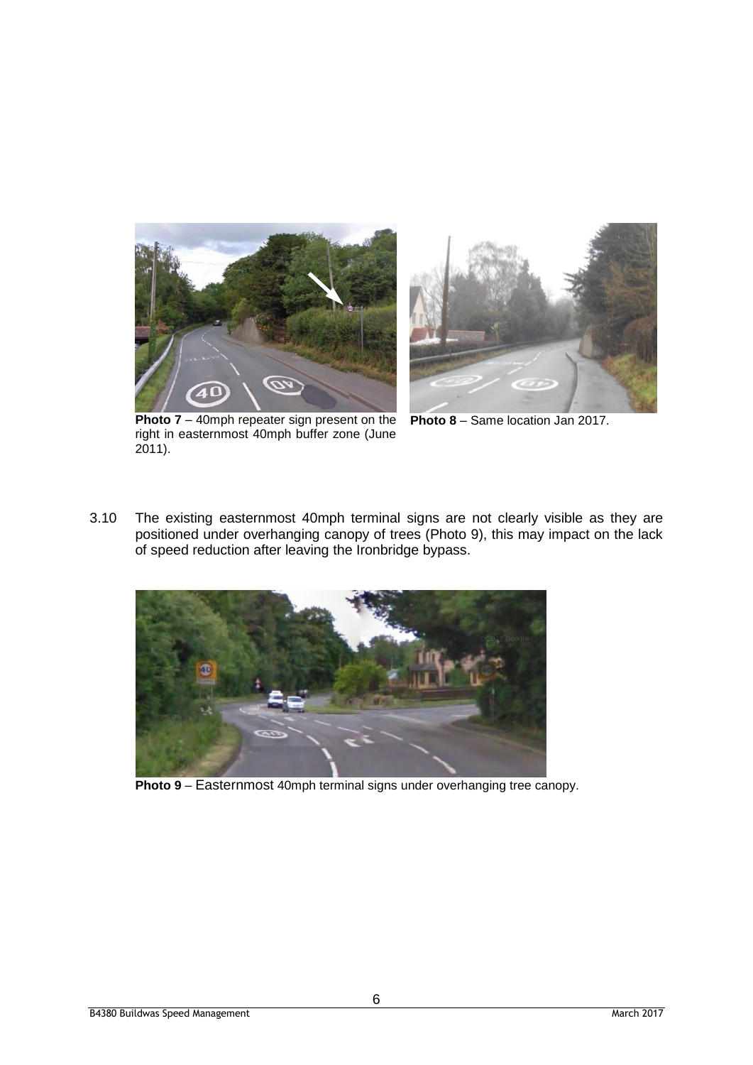**Photo 7** – 40mph repeater sign present on the right in easternmost 40mph buffer zone (June 2011).

**Photo 8** – Same location Jan 2017.

3.10 The existing easternmost 40mph terminal signs are not clearly visible as they are positioned under overhanging canopy of trees (Photo 9), this may impact on the lack of speed reduction after leaving the Ironbridge bypass.

**Photo 9** – Easternmost 40mph terminal signs under overhanging tree canopy.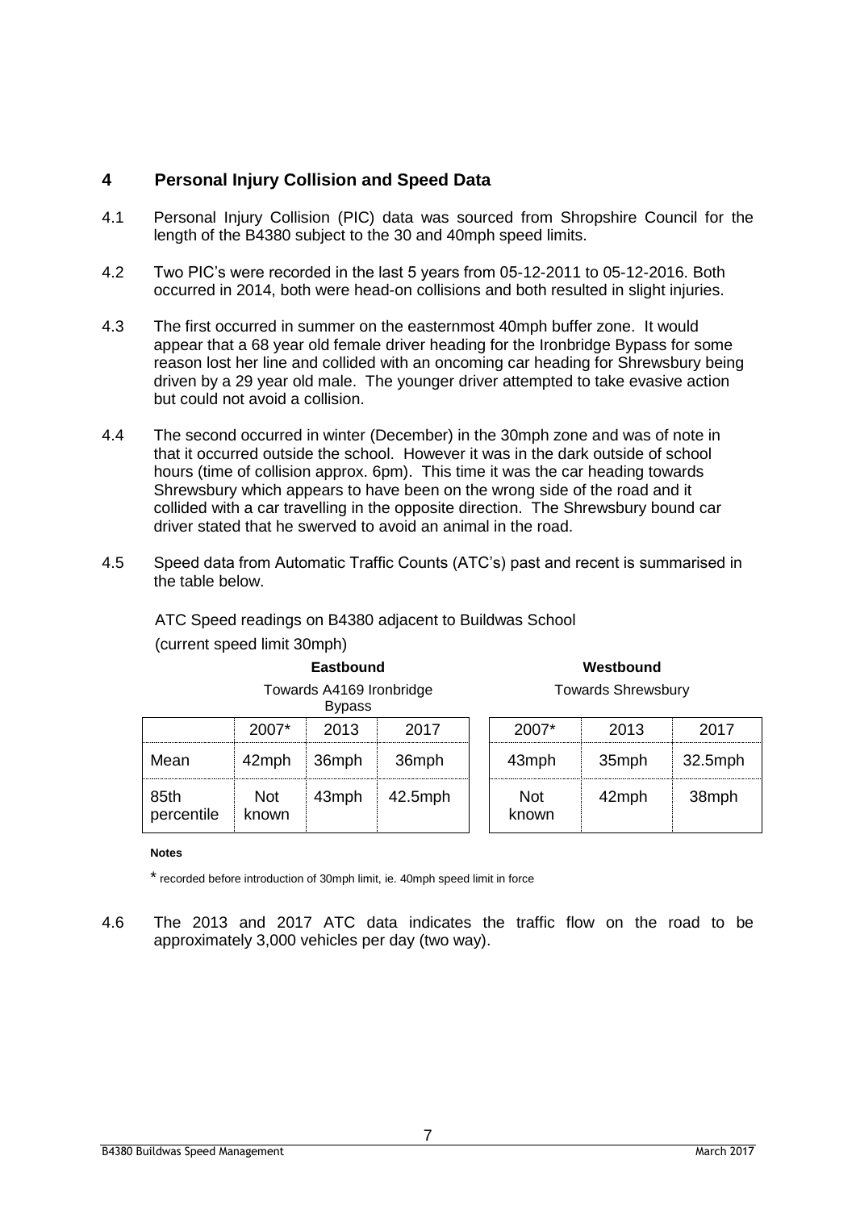## 4 Personal Injury Collision and Speed Data

4.1 Personal Injury Collision (PIC) data was sourced from Shropshire Council for the length of the B4380 subject to the 30 and 40mph speed limits.

4.2 Two PIC's were recorded in the last 5 years from 05-12-2011 to 05-12-2016. Both occurred in 2014, both were head-on collisions and both resulted in slight injuries.

4.3 The first occurred in summer on the easternmost 40mph buffer zone. It would appear that a 68 year old female driver heading for the Ironbridge Bypass for some reason lost her line and collided with an oncoming car heading for Shrewsbury being driven by a 29 year old male. The younger driver attempted to take evasive action but could not avoid a collision.

4.4 The second occurred in winter (December) in the 30mph zone and was of note in that it occurred outside the school. However it was in the dark outside of school hours (time of collision approx. 6pm). This time it was the car heading towards Shrewsbury which appears to have been on the wrong side of the road and it collided with a car travelling in the opposite direction. The Shrewsbury bound car driver stated that he swerved to avoid an animal in the road.

4.5 Speed data from Automatic Traffic Counts (ATC's) past and recent is summarised in the table below.

ATC Speed readings on B4380 adjacent to Buildwas School

(current speed limit 30mph)

| | **Eastbound** Towards A4169 Ironbridge Bypass | | | **Westbound** Towards Shrewsbury | | |
|---|---|---|---|---|---|---|
| | 2007* | 2013 | 2017 | 2007* | 2013 | 2017 |
| Mean | 42mph | 36mph | 36mph | 43mph | 35mph | 32.5mph |
| 85th percentile | Not known | 43mph | 42.5mph | Not known | 42mph | 38mph |

**Notes**

\* recorded before introduction of 30mph limit, ie. 40mph speed limit in force

4.6 The 2013 and 2017 ATC data indicates the traffic flow on the road to be approximately 3,000 vehicles per day (two way).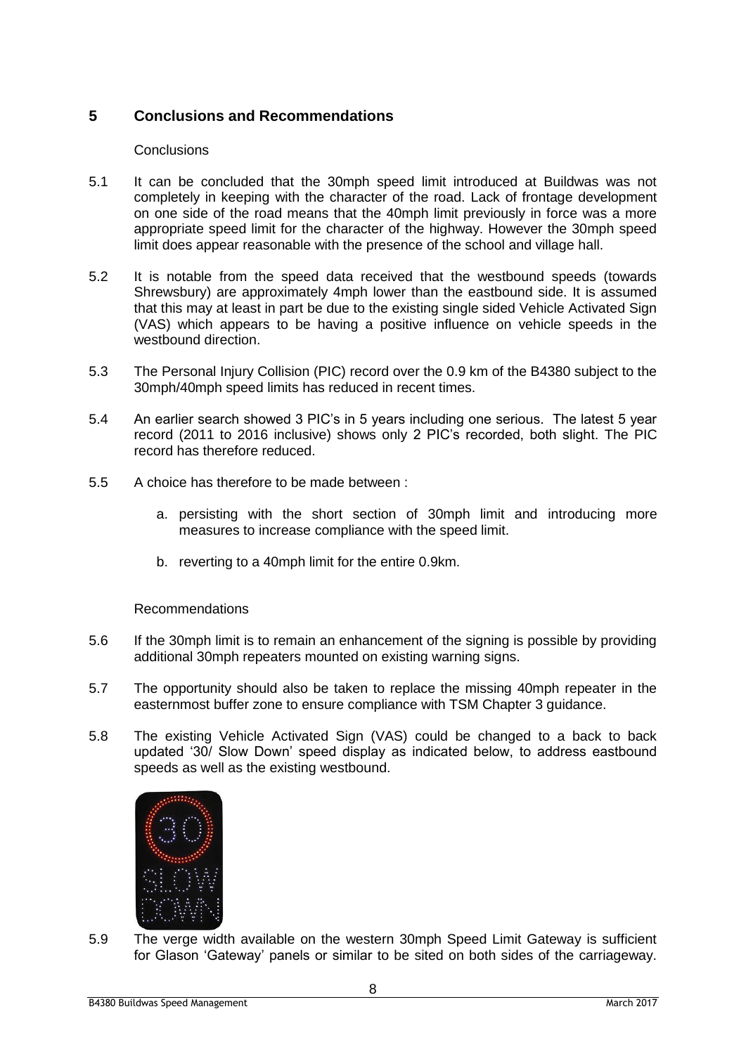## 5 Conclusions and Recommendations

Conclusions

5.1 It can be concluded that the 30mph speed limit introduced at Buildwas was not completely in keeping with the character of the road. Lack of frontage development on one side of the road means that the 40mph limit previously in force was a more appropriate speed limit for the character of the highway. However the 30mph speed limit does appear reasonable with the presence of the school and village hall.

5.2 It is notable from the speed data received that the westbound speeds (towards Shrewsbury) are approximately 4mph lower than the eastbound side. It is assumed that this may at least in part be due to the existing single sided Vehicle Activated Sign (VAS) which appears to be having a positive influence on vehicle speeds in the westbound direction.

5.3 The Personal Injury Collision (PIC) record over the 0.9 km of the B4380 subject to the 30mph/40mph speed limits has reduced in recent times.

5.4 An earlier search showed 3 PIC's in 5 years including one serious. The latest 5 year record (2011 to 2016 inclusive) shows only 2 PIC's recorded, both slight. The PIC record has therefore reduced.

5.5 A choice has therefore to be made between :

a. persisting with the short section of 30mph limit and introducing more measures to increase compliance with the speed limit.

b. reverting to a 40mph limit for the entire 0.9km.

Recommendations

5.6 If the 30mph limit is to remain an enhancement of the signing is possible by providing additional 30mph repeaters mounted on existing warning signs.

5.7 The opportunity should also be taken to replace the missing 40mph repeater in the easternmost buffer zone to ensure compliance with TSM Chapter 3 guidance.

5.8 The existing Vehicle Activated Sign (VAS) could be changed to a back to back updated '30/ Slow Down' speed display as indicated below, to address eastbound speeds as well as the existing westbound.

5.9 The verge width available on the western 30mph Speed Limit Gateway is sufficient for Glason 'Gateway' panels or similar to be sited on both sides of the carriageway.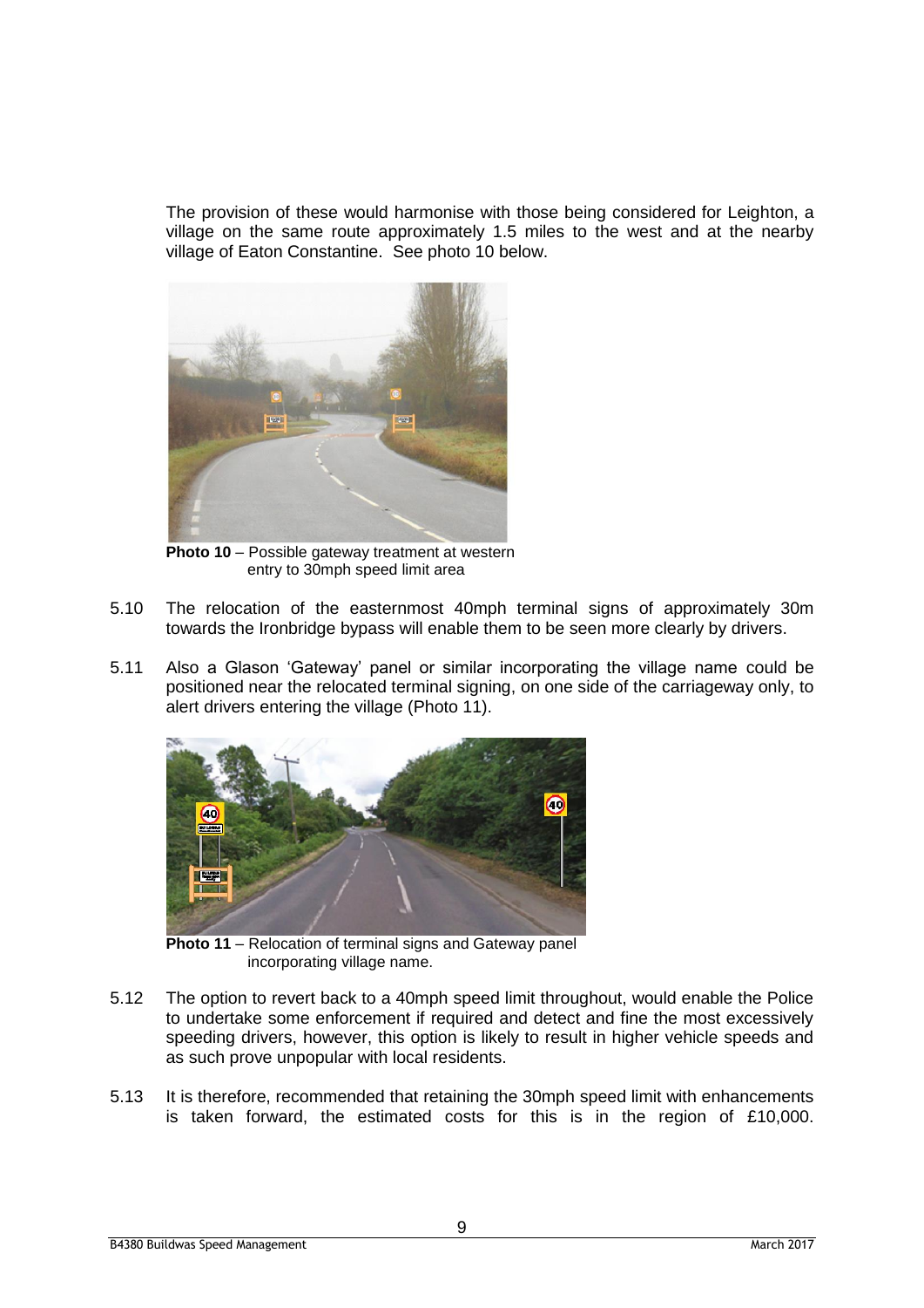The provision of these would harmonise with those being considered for Leighton, a village on the same route approximately 1.5 miles to the west and at the nearby village of Eaton Constantine. See photo 10 below.

**Photo 10** – Possible gateway treatment at western entry to 30mph speed limit area

5.10 The relocation of the easternmost 40mph terminal signs of approximately 30m towards the Ironbridge bypass will enable them to be seen more clearly by drivers.

5.11 Also a Glason 'Gateway' panel or similar incorporating the village name could be positioned near the relocated terminal signing, on one side of the carriageway only, to alert drivers entering the village (Photo 11).

**Photo 11** – Relocation of terminal signs and Gateway panel incorporating village name.

5.12 The option to revert back to a 40mph speed limit throughout, would enable the Police to undertake some enforcement if required and detect and fine the most excessively speeding drivers, however, this option is likely to result in higher vehicle speeds and as such prove unpopular with local residents.

5.13 It is therefore, recommended that retaining the 30mph speed limit with enhancements is taken forward, the estimated costs for this is in the region of £10,000.